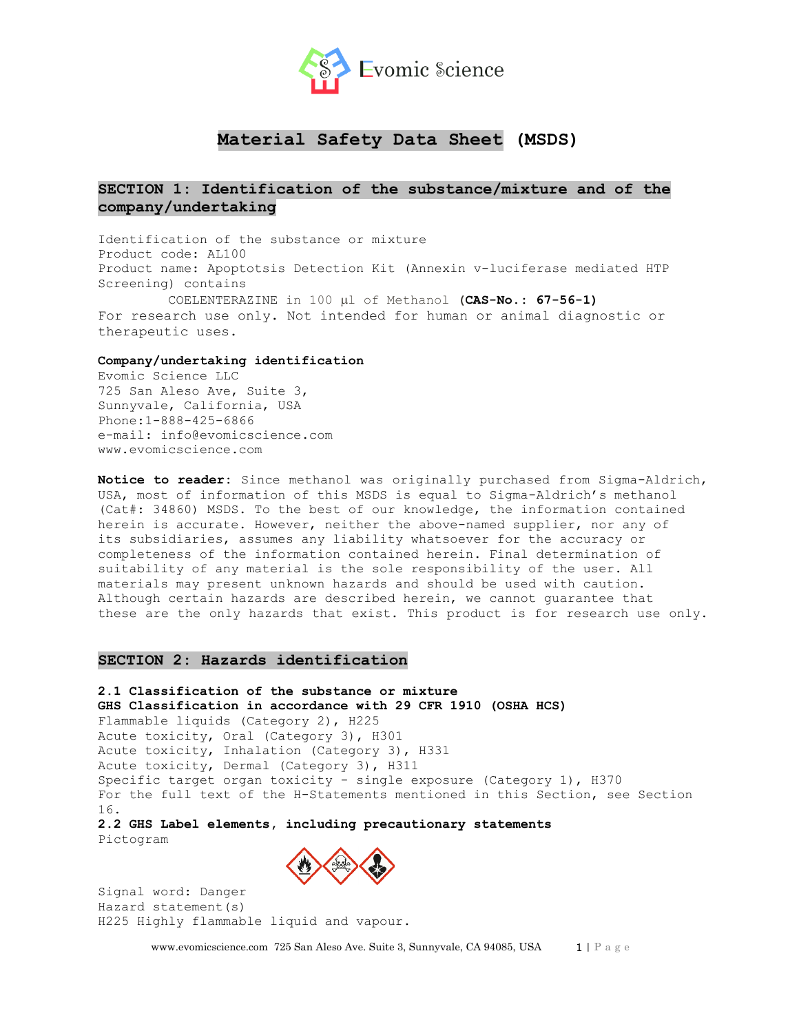# Material Safety Data Sheet (MSDS)

## SECTION 1: Identification of the substance/mixture and of the company/undertaking

Identification of the substance or mixture
Product code: AL100
Product name: Apoptotsis Detection Kit (Annexin v-luciferase mediated HTP Screening) contains

COELENTERAZINE in 100 µl of Methanol **(CAS-No.: 67-56-1)**

For research use only. Not intended for human or animal diagnostic or therapeutic uses.

**Company/undertaking identification**
Evomic Science LLC
725 San Aleso Ave, Suite 3,
Sunnyvale, California, USA
Phone:1-888-425-6866
e-mail: info@evomicscience.com
www.evomicscience.com

**Notice to reader:** Since methanol was originally purchased from Sigma-Aldrich, USA, most of information of this MSDS is equal to Sigma-Aldrich's methanol (Cat#: 34860) MSDS. To the best of our knowledge, the information contained herein is accurate. However, neither the above-named supplier, nor any of its subsidiaries, assumes any liability whatsoever for the accuracy or completeness of the information contained herein. Final determination of suitability of any material is the sole responsibility of the user. All materials may present unknown hazards and should be used with caution. Although certain hazards are described herein, we cannot guarantee that these are the only hazards that exist. This product is for research use only.

## SECTION 2: Hazards identification

**2.1 Classification of the substance or mixture**
**GHS Classification in accordance with 29 CFR 1910 (OSHA HCS)**
Flammable liquids (Category 2), H225
Acute toxicity, Oral (Category 3), H301
Acute toxicity, Inhalation (Category 3), H331
Acute toxicity, Dermal (Category 3), H311
Specific target organ toxicity - single exposure (Category 1), H370
For the full text of the H-Statements mentioned in this Section, see Section 16.

**2.2 GHS Label elements, including precautionary statements**
Pictogram

Signal word: Danger
Hazard statement(s)
H225 Highly flammable liquid and vapour.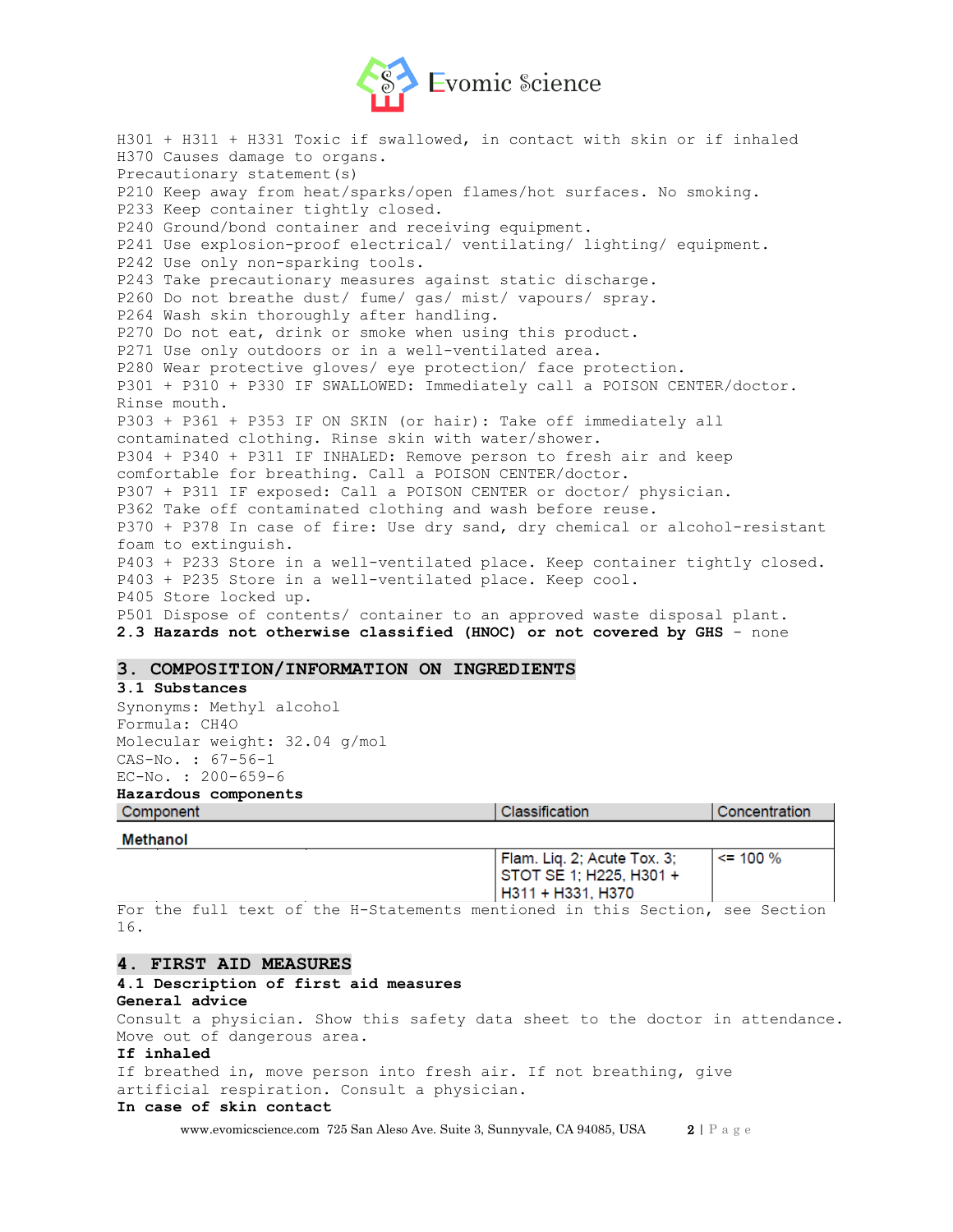H301 + H311 + H331 Toxic if swallowed, in contact with skin or if inhaled
H370 Causes damage to organs.
Precautionary statement(s)
P210 Keep away from heat/sparks/open flames/hot surfaces. No smoking.
P233 Keep container tightly closed.
P240 Ground/bond container and receiving equipment.
P241 Use explosion-proof electrical/ ventilating/ lighting/ equipment.
P242 Use only non-sparking tools.
P243 Take precautionary measures against static discharge.
P260 Do not breathe dust/ fume/ gas/ mist/ vapours/ spray.
P264 Wash skin thoroughly after handling.
P270 Do not eat, drink or smoke when using this product.
P271 Use only outdoors or in a well-ventilated area.
P280 Wear protective gloves/ eye protection/ face protection.
P301 + P310 + P330 IF SWALLOWED: Immediately call a POISON CENTER/doctor. Rinse mouth.
P303 + P361 + P353 IF ON SKIN (or hair): Take off immediately all contaminated clothing. Rinse skin with water/shower.
P304 + P340 + P311 IF INHALED: Remove person to fresh air and keep comfortable for breathing. Call a POISON CENTER/doctor.
P307 + P311 IF exposed: Call a POISON CENTER or doctor/ physician.
P362 Take off contaminated clothing and wash before reuse.
P370 + P378 In case of fire: Use dry sand, dry chemical or alcohol-resistant foam to extinguish.
P403 + P233 Store in a well-ventilated place. Keep container tightly closed.
P403 + P235 Store in a well-ventilated place. Keep cool.
P405 Store locked up.
P501 Dispose of contents/ container to an approved waste disposal plant.

**2.3 Hazards not otherwise classified (HNOC) or not covered by GHS** - none

## 3. COMPOSITION/INFORMATION ON INGREDIENTS

**3.1 Substances**

Synonyms: Methyl alcohol
Formula: CH4O
Molecular weight: 32.04 g/mol
CAS-No. : 67-56-1
EC-No. : 200-659-6

**Hazardous components**

| Component | Classification | Concentration |
|---|---|---|
| **Methanol** | | |
| | Flam. Liq. 2; Acute Tox. 3; STOT SE 1; H225, H301 + H311 + H331, H370 | <= 100 % |

For the full text of the H-Statements mentioned in this Section, see Section 16.

## 4. FIRST AID MEASURES

**4.1 Description of first aid measures**

**General advice**

Consult a physician. Show this safety data sheet to the doctor in attendance. Move out of dangerous area.

**If inhaled**

If breathed in, move person into fresh air. If not breathing, give artificial respiration. Consult a physician.

**In case of skin contact**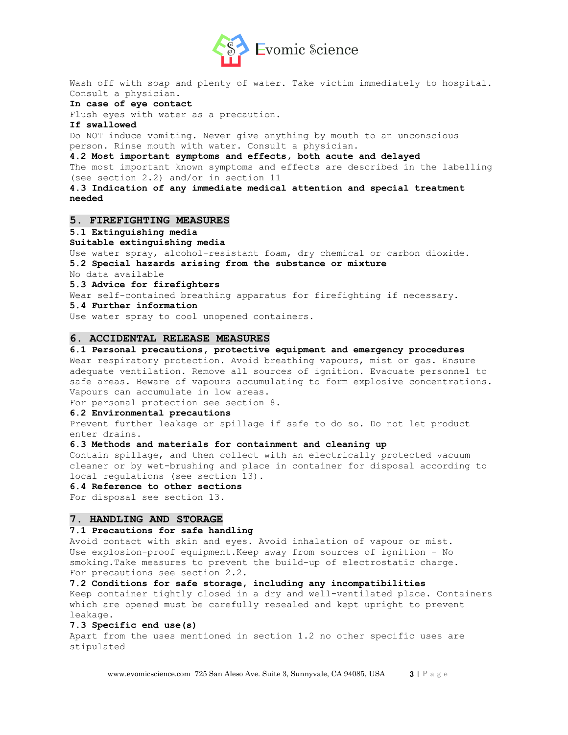Wash off with soap and plenty of water. Take victim immediately to hospital. Consult a physician.

**In case of eye contact**

Flush eyes with water as a precaution.

**If swallowed**

Do NOT induce vomiting. Never give anything by mouth to an unconscious person. Rinse mouth with water. Consult a physician.

**4.2 Most important symptoms and effects, both acute and delayed**

The most important known symptoms and effects are described in the labelling (see section 2.2) and/or in section 11

**4.3 Indication of any immediate medical attention and special treatment needed**

## 5. FIREFIGHTING MEASURES

**5.1 Extinguishing media**

**Suitable extinguishing media**

Use water spray, alcohol-resistant foam, dry chemical or carbon dioxide.

**5.2 Special hazards arising from the substance or mixture**

No data available

**5.3 Advice for firefighters**

Wear self-contained breathing apparatus for firefighting if necessary.

**5.4 Further information**

Use water spray to cool unopened containers.

## 6. ACCIDENTAL RELEASE MEASURES

**6.1 Personal precautions, protective equipment and emergency procedures**

Wear respiratory protection. Avoid breathing vapours, mist or gas. Ensure adequate ventilation. Remove all sources of ignition. Evacuate personnel to safe areas. Beware of vapours accumulating to form explosive concentrations. Vapours can accumulate in low areas.

For personal protection see section 8.

**6.2 Environmental precautions**

Prevent further leakage or spillage if safe to do so. Do not let product enter drains.

**6.3 Methods and materials for containment and cleaning up**

Contain spillage, and then collect with an electrically protected vacuum cleaner or by wet-brushing and place in container for disposal according to local regulations (see section 13).

**6.4 Reference to other sections**

For disposal see section 13.

## 7. HANDLING AND STORAGE

**7.1 Precautions for safe handling**

Avoid contact with skin and eyes. Avoid inhalation of vapour or mist. Use explosion-proof equipment.Keep away from sources of ignition - No smoking.Take measures to prevent the build-up of electrostatic charge. For precautions see section 2.2.

**7.2 Conditions for safe storage, including any incompatibilities**

Keep container tightly closed in a dry and well-ventilated place. Containers which are opened must be carefully resealed and kept upright to prevent leakage.

**7.3 Specific end use(s)**

Apart from the uses mentioned in section 1.2 no other specific uses are stipulated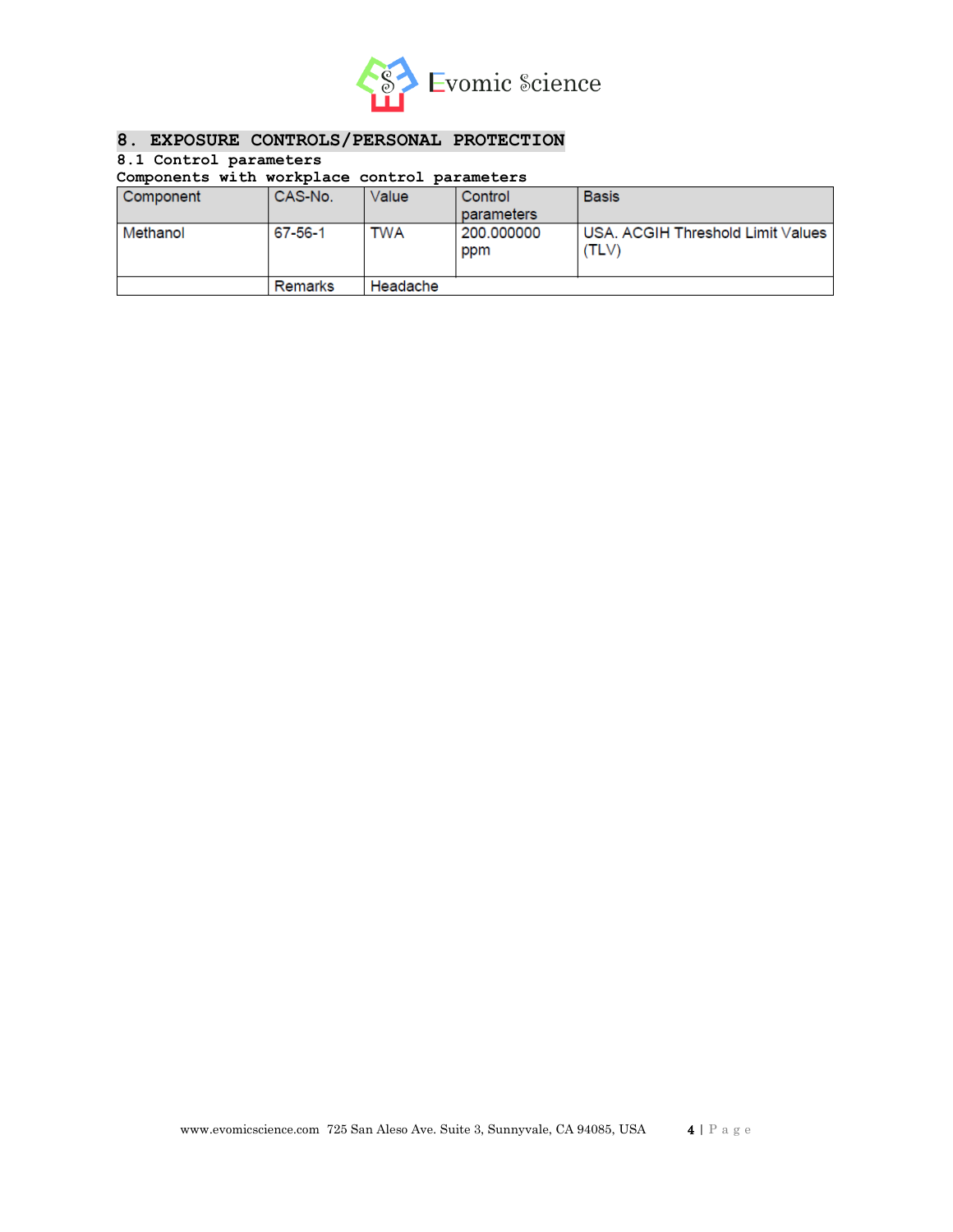## 8. EXPOSURE CONTROLS/PERSONAL PROTECTION

### 8.1 Control parameters

**Components with workplace control parameters**

| Component | CAS-No. | Value | Control parameters | Basis |
|---|---|---|---|---|
| Methanol | 67-56-1 | TWA | 200.000000 ppm | USA. ACGIH Threshold Limit Values (TLV) |
| | Remarks | Headache | | |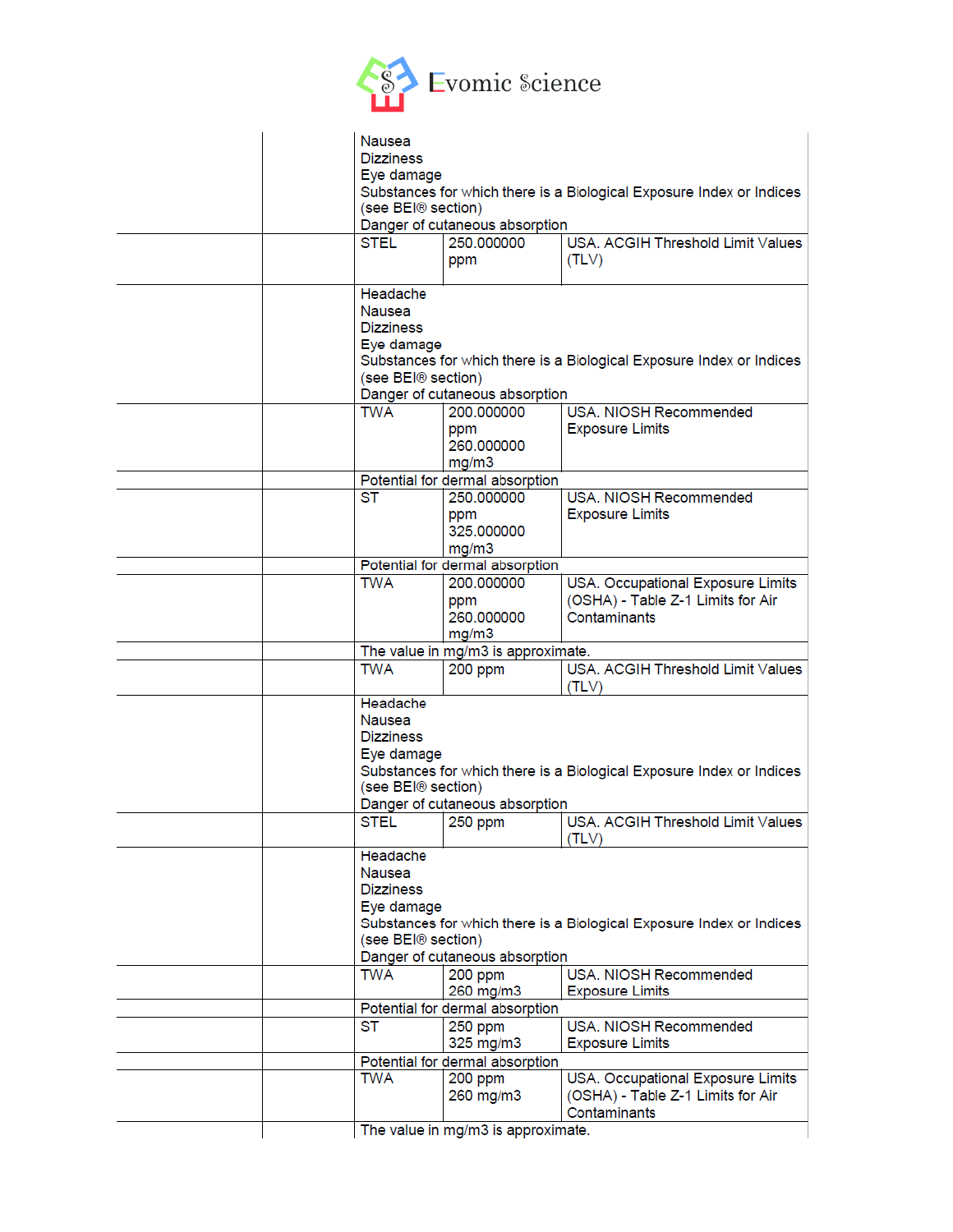| | | | | |
|---|---|---|---|---|
| | | Nausea<br>Dizziness<br>Eye damage<br>Substances for which there is a Biological Exposure Index or Indices (see BEI® section)<br>Danger of cutaneous absorption | | |
| | | STEL | 250.000000 ppm | USA. ACGIH Threshold Limit Values (TLV) |
| | | Headache<br>Nausea<br>Dizziness<br>Eye damage<br>Substances for which there is a Biological Exposure Index or Indices (see BEI® section)<br>Danger of cutaneous absorption | | |
| | | TWA | 200.000000 ppm<br>260.000000 mg/m3 | USA. NIOSH Recommended Exposure Limits |
| | | Potential for dermal absorption | | |
| | | ST | 250.000000 ppm<br>325.000000 mg/m3 | USA. NIOSH Recommended Exposure Limits |
| | | Potential for dermal absorption | | |
| | | TWA | 200.000000 ppm<br>260.000000 mg/m3 | USA. Occupational Exposure Limits (OSHA) - Table Z-1 Limits for Air Contaminants |
| | | The value in mg/m3 is approximate. | | |
| | | TWA | 200 ppm | USA. ACGIH Threshold Limit Values (TLV) |
| | | Headache<br>Nausea<br>Dizziness<br>Eye damage<br>Substances for which there is a Biological Exposure Index or Indices (see BEI® section)<br>Danger of cutaneous absorption | | |
| | | STEL | 250 ppm | USA. ACGIH Threshold Limit Values (TLV) |
| | | Headache<br>Nausea<br>Dizziness<br>Eye damage<br>Substances for which there is a Biological Exposure Index or Indices (see BEI® section)<br>Danger of cutaneous absorption | | |
| | | TWA | 200 ppm<br>260 mg/m3 | USA. NIOSH Recommended Exposure Limits |
| | | Potential for dermal absorption | | |
| | | ST | 250 ppm<br>325 mg/m3 | USA. NIOSH Recommended Exposure Limits |
| | | Potential for dermal absorption | | |
| | | TWA | 200 ppm<br>260 mg/m3 | USA. Occupational Exposure Limits (OSHA) - Table Z-1 Limits for Air Contaminants |
| | | The value in mg/m3 is approximate. | | |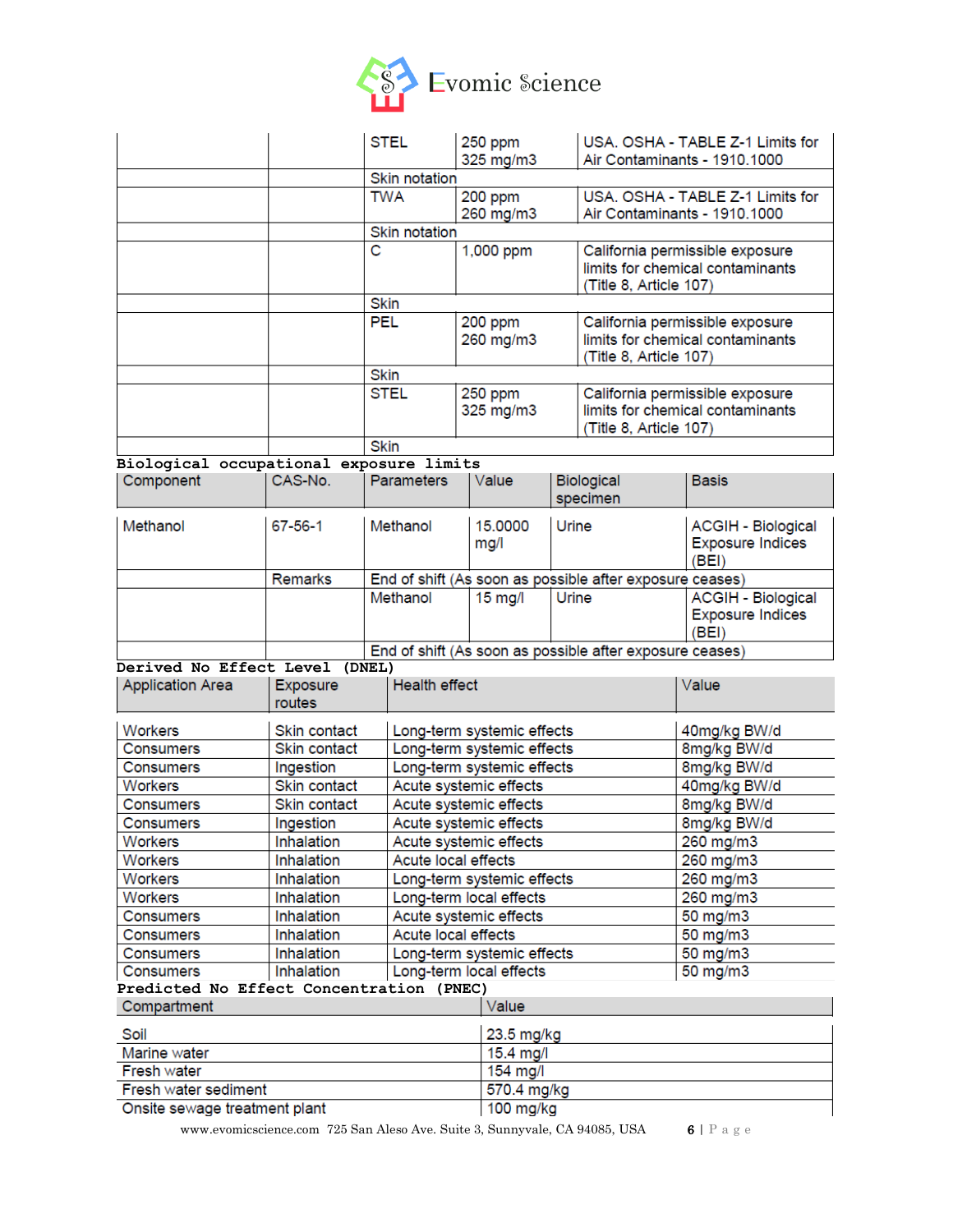| | | | | |
|---|---|---|---|---|
| | | STEL | 250 ppm<br>325 mg/m3 | USA. OSHA - TABLE Z-1 Limits for Air Contaminants - 1910.1000 |
| | | Skin notation | | |
| | | TWA | 200 ppm<br>260 mg/m3 | USA. OSHA - TABLE Z-1 Limits for Air Contaminants - 1910.1000 |
| | | Skin notation | | |
| | | C | 1,000 ppm | California permissible exposure limits for chemical contaminants (Title 8, Article 107) |
| | | Skin | | |
| | | PEL | 200 ppm<br>260 mg/m3 | California permissible exposure limits for chemical contaminants (Title 8, Article 107) |
| | | Skin | | |
| | | STEL | 250 ppm<br>325 mg/m3 | California permissible exposure limits for chemical contaminants (Title 8, Article 107) |
| | | Skin | | |

**Biological occupational exposure limits**

| Component | CAS-No. | Parameters | Value | Biological specimen | Basis |
|---|---|---|---|---|---|
| Methanol | 67-56-1 | Methanol | 15.0000 mg/l | Urine | ACGIH - Biological Exposure Indices (BEI) |
| | Remarks | End of shift (As soon as possible after exposure ceases) | | | |
| | | Methanol | 15 mg/l | Urine | ACGIH - Biological Exposure Indices (BEI) |
| | | End of shift (As soon as possible after exposure ceases) | | | |

**Derived No Effect Level (DNEL)**

| Application Area | Exposure routes | Health effect | Value |
|---|---|---|---|
| Workers | Skin contact | Long-term systemic effects | 40mg/kg BW/d |
| Consumers | Skin contact | Long-term systemic effects | 8mg/kg BW/d |
| Consumers | Ingestion | Long-term systemic effects | 8mg/kg BW/d |
| Workers | Skin contact | Acute systemic effects | 40mg/kg BW/d |
| Consumers | Skin contact | Acute systemic effects | 8mg/kg BW/d |
| Consumers | Ingestion | Acute systemic effects | 8mg/kg BW/d |
| Workers | Inhalation | Acute systemic effects | 260 mg/m3 |
| Workers | Inhalation | Acute local effects | 260 mg/m3 |
| Workers | Inhalation | Long-term systemic effects | 260 mg/m3 |
| Workers | Inhalation | Long-term local effects | 260 mg/m3 |
| Consumers | Inhalation | Acute systemic effects | 50 mg/m3 |
| Consumers | Inhalation | Acute local effects | 50 mg/m3 |
| Consumers | Inhalation | Long-term systemic effects | 50 mg/m3 |
| Consumers | Inhalation | Long-term local effects | 50 mg/m3 |

**Predicted No Effect Concentration (PNEC)**

| Compartment | Value |
|---|---|
| Soil | 23.5 mg/kg |
| Marine water | 15.4 mg/l |
| Fresh water | 154 mg/l |
| Fresh water sediment | 570.4 mg/kg |
| Onsite sewage treatment plant | 100 mg/kg |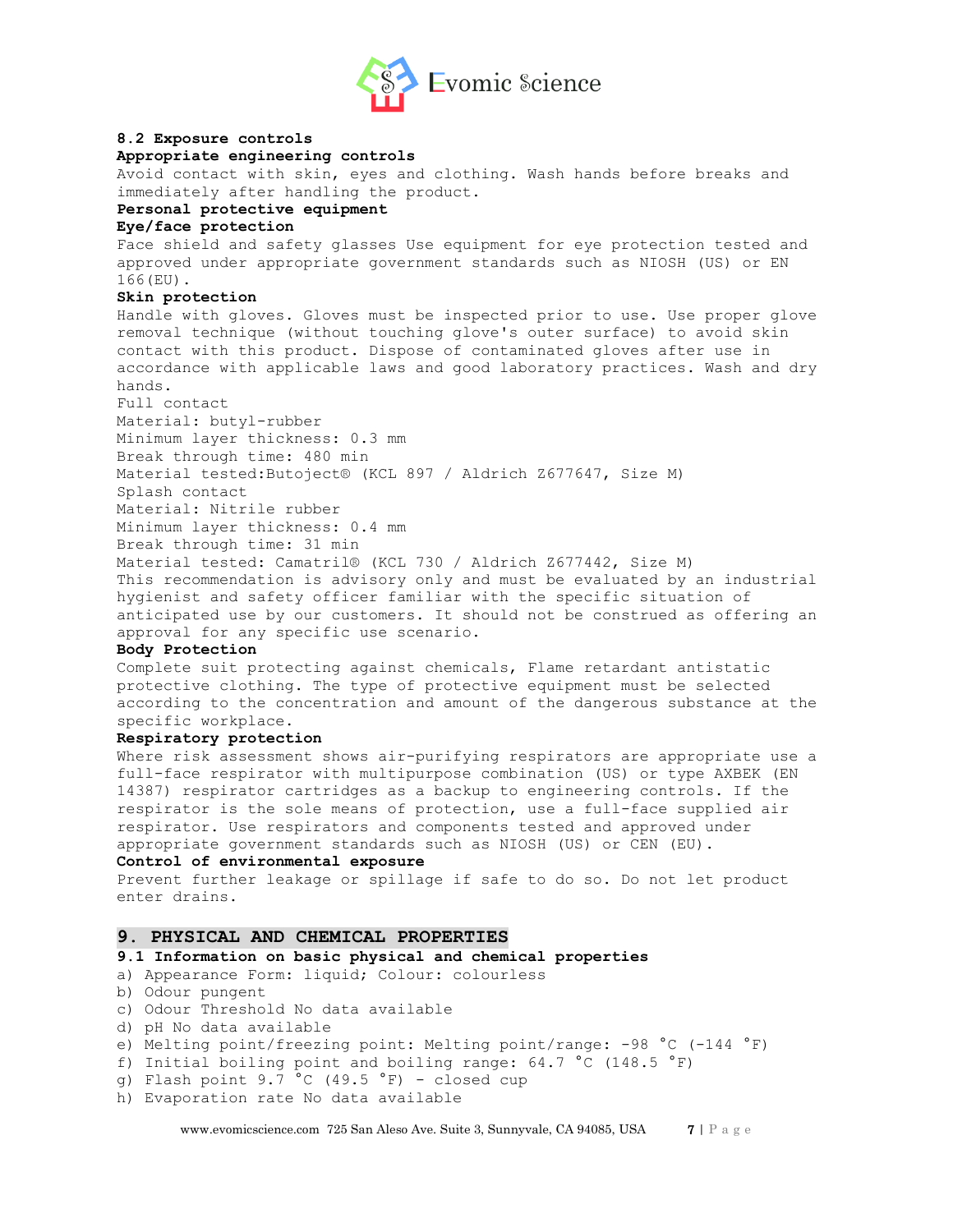**8.2 Exposure controls**

**Appropriate engineering controls**

Avoid contact with skin, eyes and clothing. Wash hands before breaks and immediately after handling the product.

**Personal protective equipment**

**Eye/face protection**

Face shield and safety glasses Use equipment for eye protection tested and approved under appropriate government standards such as NIOSH (US) or EN 166(EU).

**Skin protection**

Handle with gloves. Gloves must be inspected prior to use. Use proper glove removal technique (without touching glove's outer surface) to avoid skin contact with this product. Dispose of contaminated gloves after use in accordance with applicable laws and good laboratory practices. Wash and dry hands.

Full contact
Material: butyl-rubber
Minimum layer thickness: 0.3 mm
Break through time: 480 min
Material tested:Butoject® (KCL 897 / Aldrich Z677647, Size M)
Splash contact
Material: Nitrile rubber
Minimum layer thickness: 0.4 mm
Break through time: 31 min
Material tested: Camatril® (KCL 730 / Aldrich Z677442, Size M)
This recommendation is advisory only and must be evaluated by an industrial hygienist and safety officer familiar with the specific situation of anticipated use by our customers. It should not be construed as offering an approval for any specific use scenario.

**Body Protection**

Complete suit protecting against chemicals, Flame retardant antistatic protective clothing. The type of protective equipment must be selected according to the concentration and amount of the dangerous substance at the specific workplace.

**Respiratory protection**

Where risk assessment shows air-purifying respirators are appropriate use a full-face respirator with multipurpose combination (US) or type AXBEK (EN 14387) respirator cartridges as a backup to engineering controls. If the respirator is the sole means of protection, use a full-face supplied air respirator. Use respirators and components tested and approved under appropriate government standards such as NIOSH (US) or CEN (EU).

**Control of environmental exposure**

Prevent further leakage or spillage if safe to do so. Do not let product enter drains.

## 9. PHYSICAL AND CHEMICAL PROPERTIES

**9.1 Information on basic physical and chemical properties**

a) Appearance Form: liquid; Colour: colourless
b) Odour pungent
c) Odour Threshold No data available
d) pH No data available
e) Melting point/freezing point: Melting point/range: -98 °C (-144 °F)
f) Initial boiling point and boiling range: 64.7 °C (148.5 °F)
g) Flash point 9.7 °C (49.5 °F) - closed cup
h) Evaporation rate No data available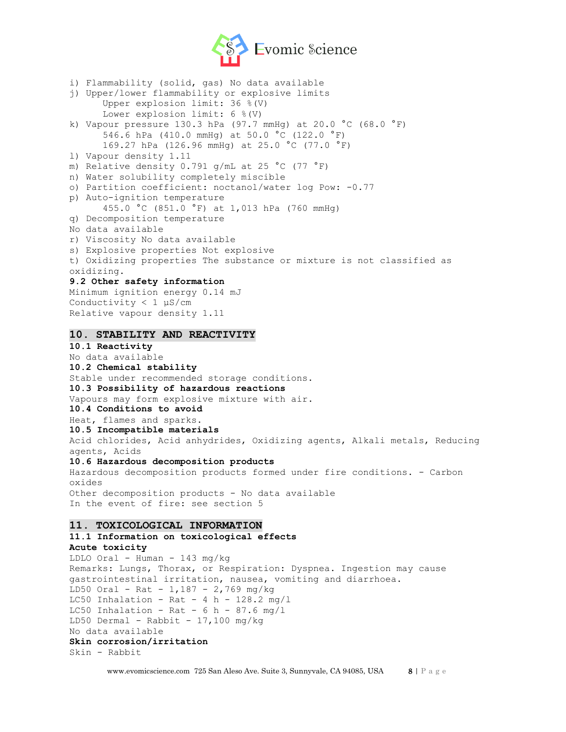i) Flammability (solid, gas) No data available

j) Upper/lower flammability or explosive limits
 Upper explosion limit: 36 %(V)
 Lower explosion limit: 6 %(V)

k) Vapour pressure 130.3 hPa (97.7 mmHg) at 20.0 °C (68.0 °F)
 546.6 hPa (410.0 mmHg) at 50.0 °C (122.0 °F)
 169.27 hPa (126.96 mmHg) at 25.0 °C (77.0 °F)

l) Vapour density 1.11

m) Relative density 0.791 g/mL at 25 °C (77 °F)

n) Water solubility completely miscible

o) Partition coefficient: noctanol/water log Pow: -0.77

p) Auto-ignition temperature
 455.0 °C (851.0 °F) at 1,013 hPa (760 mmHg)

q) Decomposition temperature
No data available

r) Viscosity No data available

s) Explosive properties Not explosive

t) Oxidizing properties The substance or mixture is not classified as oxidizing.

**9.2 Other safety information**

Minimum ignition energy 0.14 mJ
Conductivity < 1 µS/cm
Relative vapour density 1.11

## 10. STABILITY AND REACTIVITY

**10.1 Reactivity**

No data available

**10.2 Chemical stability**

Stable under recommended storage conditions.

**10.3 Possibility of hazardous reactions**

Vapours may form explosive mixture with air.

**10.4 Conditions to avoid**

Heat, flames and sparks.

**10.5 Incompatible materials**

Acid chlorides, Acid anhydrides, Oxidizing agents, Alkali metals, Reducing agents, Acids

**10.6 Hazardous decomposition products**

Hazardous decomposition products formed under fire conditions. - Carbon oxides
Other decomposition products - No data available
In the event of fire: see section 5

## 11. TOXICOLOGICAL INFORMATION

**11.1 Information on toxicological effects**

**Acute toxicity**

LDLO Oral - Human - 143 mg/kg
Remarks: Lungs, Thorax, or Respiration: Dyspnea. Ingestion may cause gastrointestinal irritation, nausea, vomiting and diarrhoea.
LD50 Oral - Rat - 1,187 - 2,769 mg/kg
LC50 Inhalation - Rat - 4 h - 128.2 mg/l
LC50 Inhalation - Rat - 6 h - 87.6 mg/l
LD50 Dermal - Rabbit - 17,100 mg/kg
No data available

**Skin corrosion/irritation**

Skin - Rabbit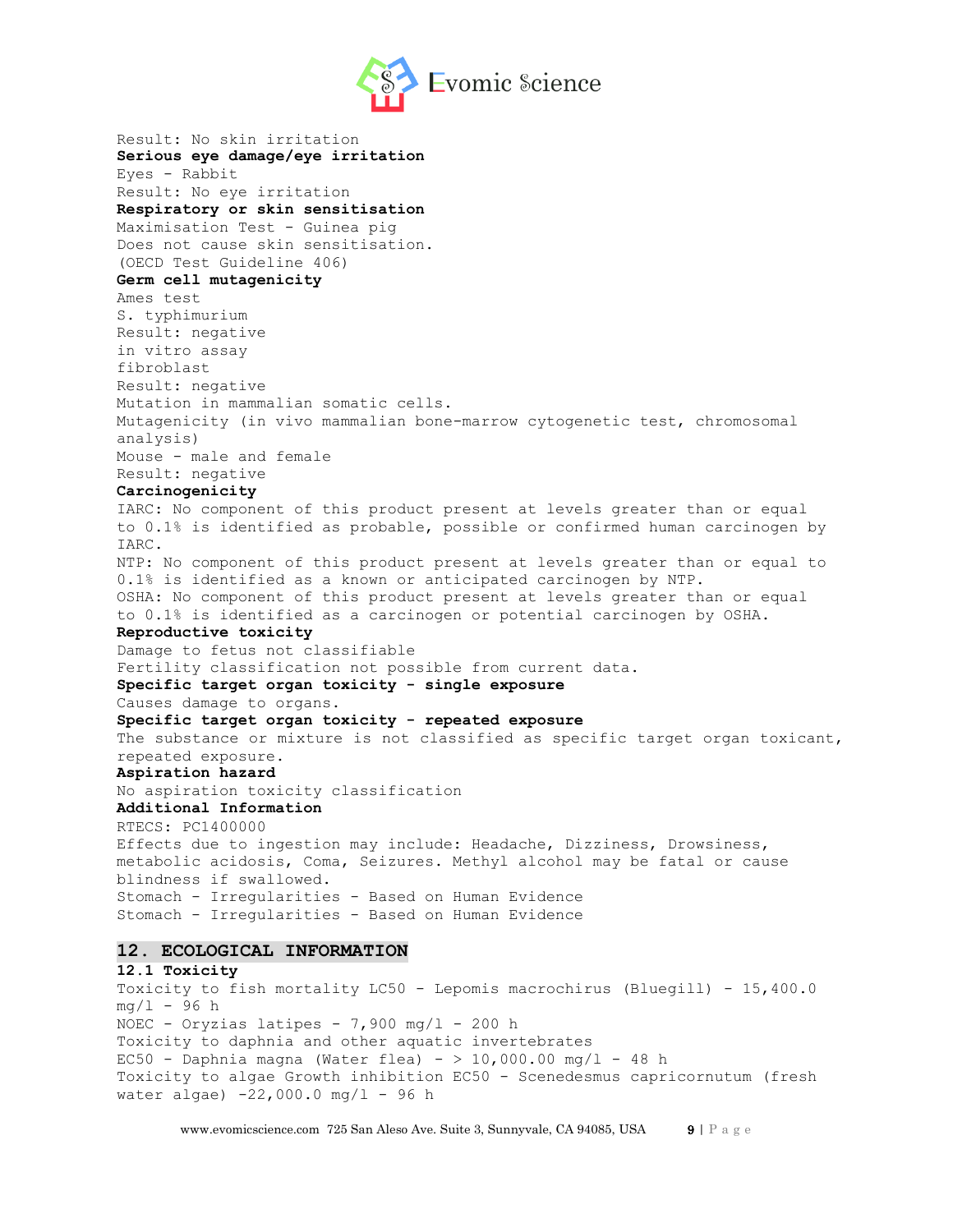Result: No skin irritation

**Serious eye damage/eye irritation**

Eyes - Rabbit

Result: No eye irritation

**Respiratory or skin sensitisation**

Maximisation Test - Guinea pig

Does not cause skin sensitisation.

(OECD Test Guideline 406)

**Germ cell mutagenicity**

Ames test

S. typhimurium

Result: negative

in vitro assay

fibroblast

Result: negative

Mutation in mammalian somatic cells.

Mutagenicity (in vivo mammalian bone-marrow cytogenetic test, chromosomal analysis)

Mouse - male and female

Result: negative

**Carcinogenicity**

IARC: No component of this product present at levels greater than or equal to 0.1% is identified as probable, possible or confirmed human carcinogen by IARC.

NTP: No component of this product present at levels greater than or equal to 0.1% is identified as a known or anticipated carcinogen by NTP.

OSHA: No component of this product present at levels greater than or equal to 0.1% is identified as a carcinogen or potential carcinogen by OSHA.

**Reproductive toxicity**

Damage to fetus not classifiable

Fertility classification not possible from current data.

**Specific target organ toxicity - single exposure**

Causes damage to organs.

**Specific target organ toxicity - repeated exposure**

The substance or mixture is not classified as specific target organ toxicant, repeated exposure.

**Aspiration hazard**

No aspiration toxicity classification

**Additional Information**

RTECS: PC1400000

Effects due to ingestion may include: Headache, Dizziness, Drowsiness, metabolic acidosis, Coma, Seizures. Methyl alcohol may be fatal or cause blindness if swallowed.

Stomach - Irregularities - Based on Human Evidence

Stomach - Irregularities - Based on Human Evidence

## 12. ECOLOGICAL INFORMATION

### 12.1 Toxicity

Toxicity to fish mortality LC50 - Lepomis macrochirus (Bluegill) - 15,400.0 mg/l - 96 h

NOEC - Oryzias latipes - 7,900 mg/l - 200 h

Toxicity to daphnia and other aquatic invertebrates

EC50 - Daphnia magna (Water flea) - > 10,000.00 mg/l - 48 h

Toxicity to algae Growth inhibition EC50 - Scenedesmus capricornutum (fresh water algae) -22,000.0 mg/l - 96 h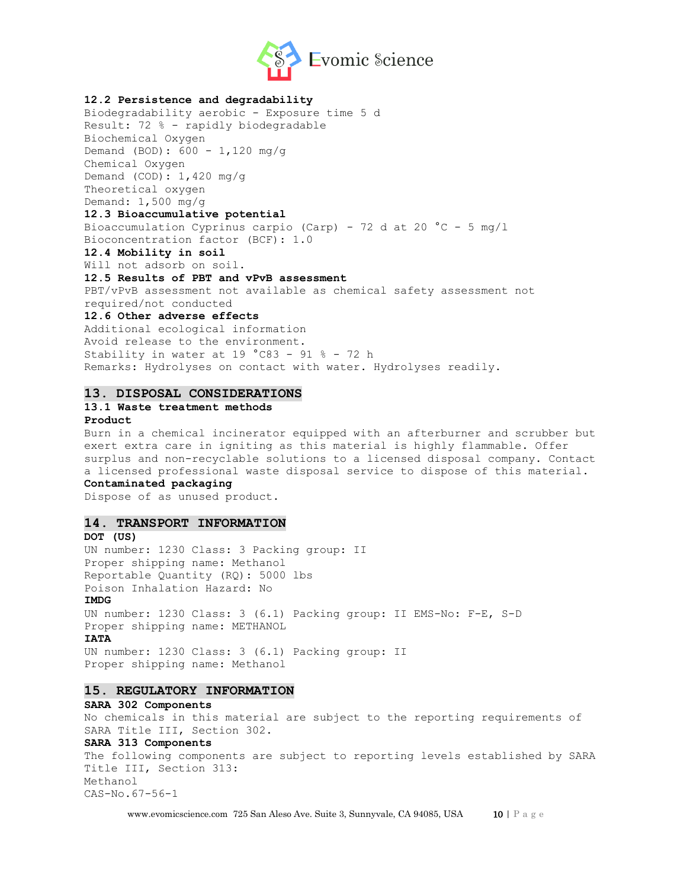**12.2 Persistence and degradability**

Biodegradability aerobic - Exposure time 5 d
Result: 72 % - rapidly biodegradable
Biochemical Oxygen
Demand (BOD): 600 - 1,120 mg/g
Chemical Oxygen
Demand (COD): 1,420 mg/g
Theoretical oxygen
Demand: 1,500 mg/g

**12.3 Bioaccumulative potential**

Bioaccumulation Cyprinus carpio (Carp) - 72 d at 20 °C - 5 mg/l
Bioconcentration factor (BCF): 1.0

**12.4 Mobility in soil**

Will not adsorb on soil.

**12.5 Results of PBT and vPvB assessment**

PBT/vPvB assessment not available as chemical safety assessment not required/not conducted

**12.6 Other adverse effects**

Additional ecological information
Avoid release to the environment.
Stability in water at 19 °C83 - 91 % - 72 h
Remarks: Hydrolyses on contact with water. Hydrolyses readily.

## 13. DISPOSAL CONSIDERATIONS

**13.1 Waste treatment methods**

**Product**

Burn in a chemical incinerator equipped with an afterburner and scrubber but exert extra care in igniting as this material is highly flammable. Offer surplus and non-recyclable solutions to a licensed disposal company. Contact a licensed professional waste disposal service to dispose of this material.

**Contaminated packaging**

Dispose of as unused product.

## 14. TRANSPORT INFORMATION

**DOT (US)**

UN number: 1230 Class: 3 Packing group: II
Proper shipping name: Methanol
Reportable Quantity (RQ): 5000 lbs
Poison Inhalation Hazard: No

**IMDG**

UN number: 1230 Class: 3 (6.1) Packing group: II EMS-No: F-E, S-D
Proper shipping name: METHANOL

**IATA**

UN number: 1230 Class: 3 (6.1) Packing group: II
Proper shipping name: Methanol

## 15. REGULATORY INFORMATION

**SARA 302 Components**

No chemicals in this material are subject to the reporting requirements of SARA Title III, Section 302.

**SARA 313 Components**

The following components are subject to reporting levels established by SARA Title III, Section 313:
Methanol
CAS-No.67-56-1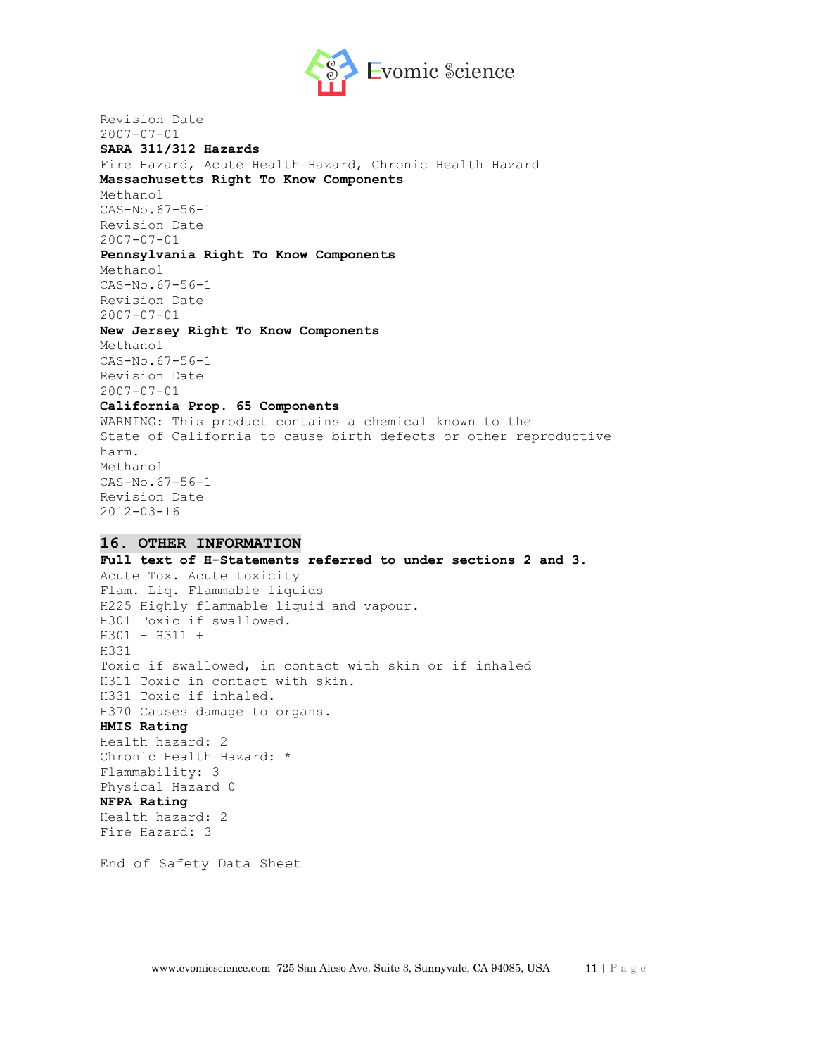Revision Date
2007-07-01

**SARA 311/312 Hazards**

Fire Hazard, Acute Health Hazard, Chronic Health Hazard

**Massachusetts Right To Know Components**

Methanol
CAS-No.67-56-1
Revision Date
2007-07-01

**Pennsylvania Right To Know Components**

Methanol
CAS-No.67-56-1
Revision Date
2007-07-01

**New Jersey Right To Know Components**

Methanol
CAS-No.67-56-1
Revision Date
2007-07-01

**California Prop. 65 Components**

WARNING: This product contains a chemical known to the State of California to cause birth defects or other reproductive harm.
Methanol
CAS-No.67-56-1
Revision Date
2012-03-16

## 16. OTHER INFORMATION

**Full text of H-Statements referred to under sections 2 and 3.**

Acute Tox. Acute toxicity
Flam. Liq. Flammable liquids
H225 Highly flammable liquid and vapour.
H301 Toxic if swallowed.
H301 + H311 + H331
Toxic if swallowed, in contact with skin or if inhaled
H311 Toxic in contact with skin.
H331 Toxic if inhaled.
H370 Causes damage to organs.

**HMIS Rating**

Health hazard: 2
Chronic Health Hazard: *
Flammability: 3
Physical Hazard 0

**NFPA Rating**

Health hazard: 2
Fire Hazard: 3

End of Safety Data Sheet